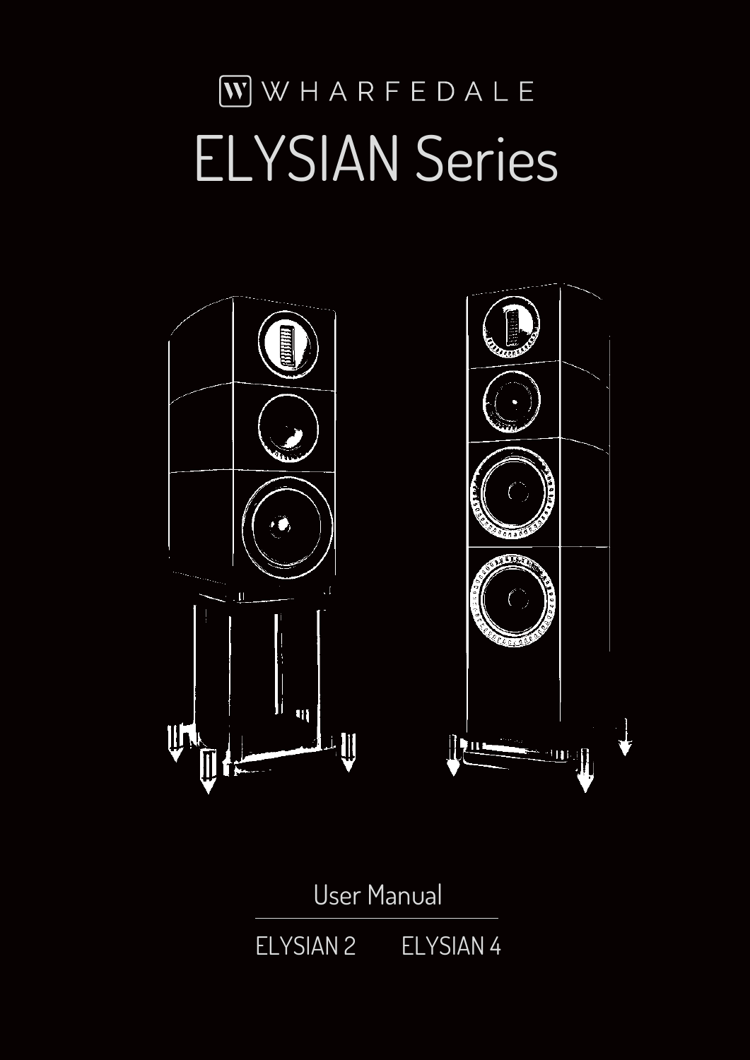WHARFEDALE

# ELYSIAN Series

User Manual

ELYSIAN 2 ELYSIAN 4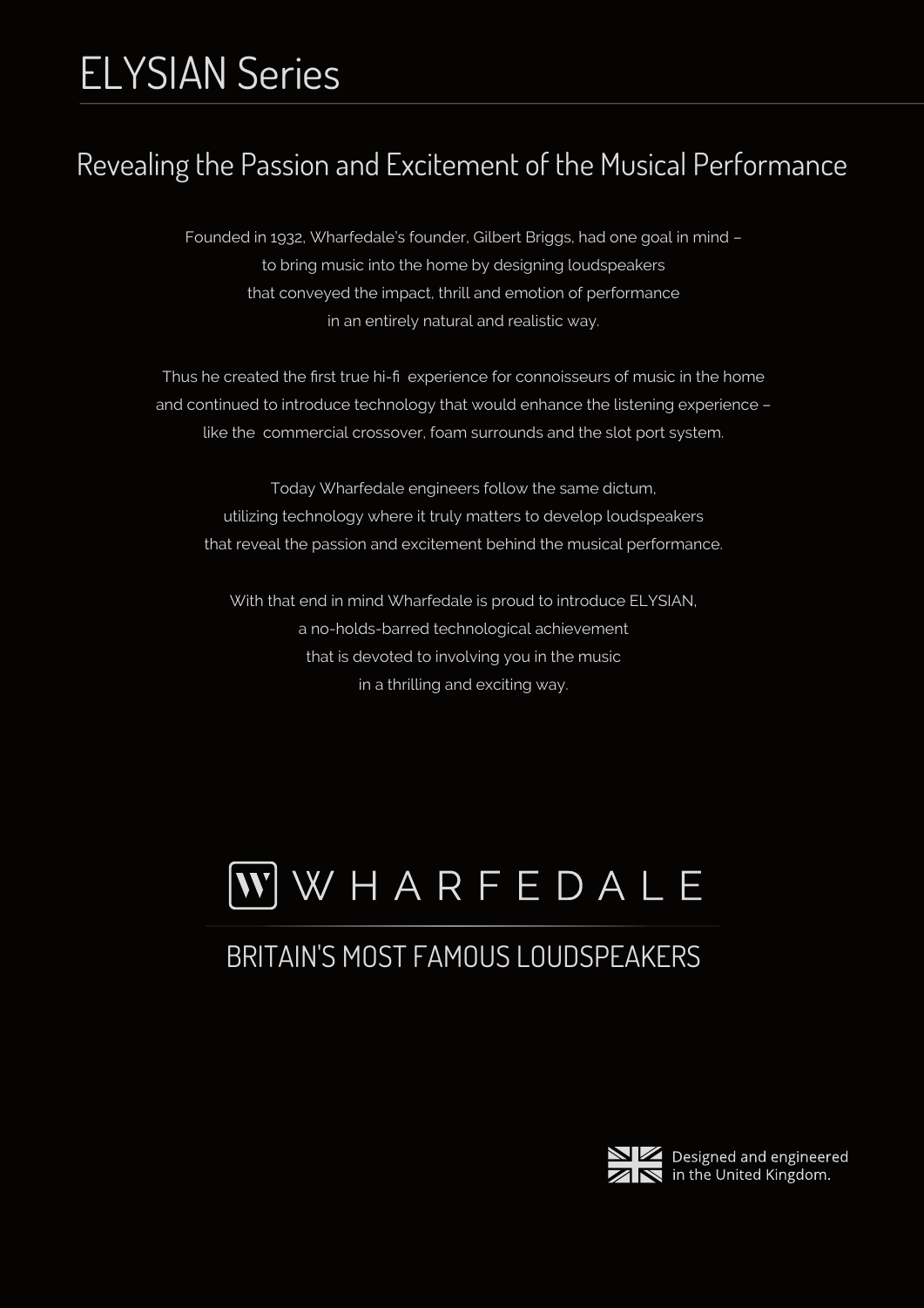# ELYSIAN Series

## Revealing the Passion and Excitement of the Musical Performance

Founded in 1932, Wharfedale's founder, Gilbert Briggs, had one goal in mind – to bring music into the home by designing loudspeakers that conveyed the impact, thrill and emotion of performance in an entirely natural and realistic way.

Thus he created the first true hi-fi experience for connoisseurs of music in the home and continued to introduce technology that would enhance the listening experience – like the commercial crossover, foam surrounds and the slot port system.

Today Wharfedale engineers follow the same dictum, utilizing technology where it truly matters to develop loudspeakers that reveal the passion and excitement behind the musical performance.

With that end in mind Wharfedale is proud to introduce ELYSIAN, a no-holds-barred technological achievement that is devoted to involving you in the music in a thrilling and exciting way.

WHARFEDALE

BRITAIN'S MOST FAMOUS LOUDSPEAKERS

Designed and engineered in the United Kingdom.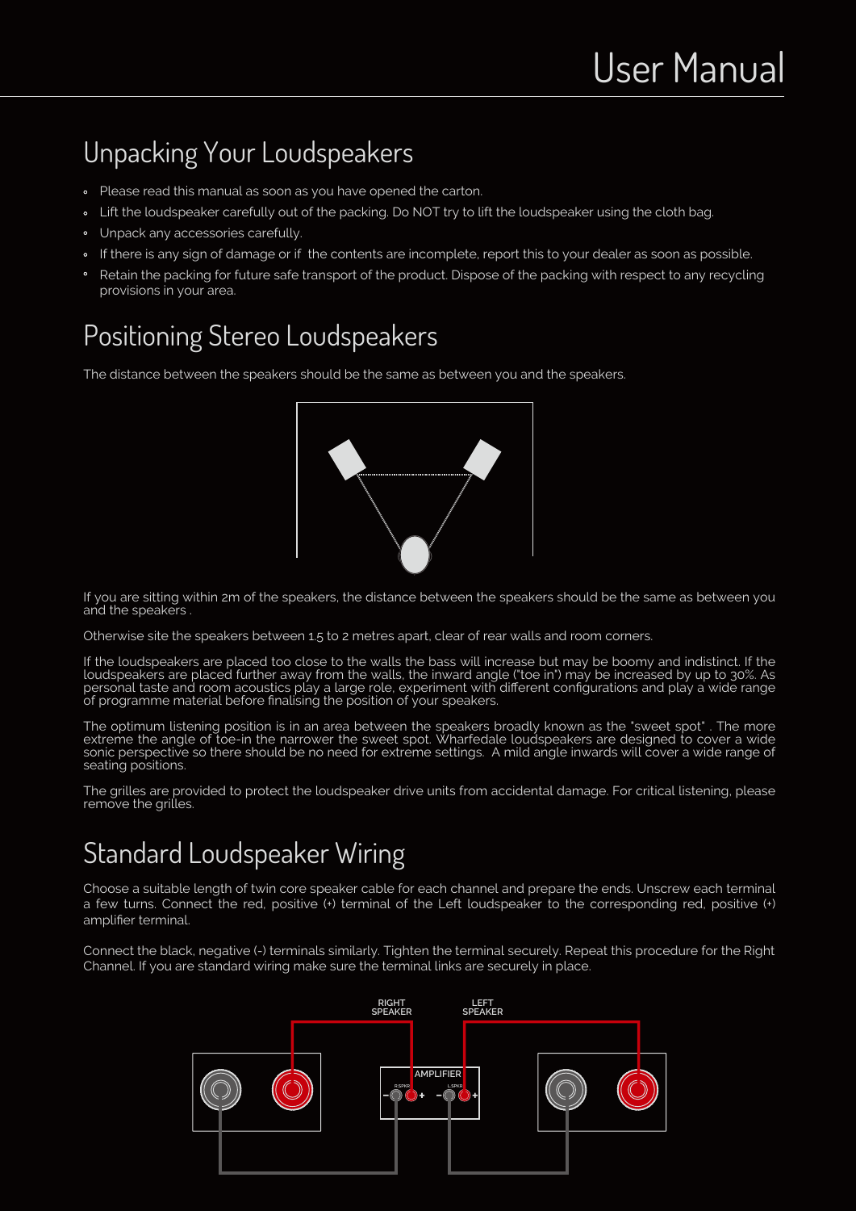# User Manual

## Unpacking Your Loudspeakers

- Please read this manual as soon as you have opened the carton.
- Lift the loudspeaker carefully out of the packing. Do NOT try to lift the loudspeaker using the cloth bag.
- Unpack any accessories carefully.
- If there is any sign of damage or if the contents are incomplete, report this to your dealer as soon as possible.
- Retain the packing for future safe transport of the product. Dispose of the packing with respect to any recycling provisions in your area.

## Positioning Stereo Loudspeakers

The distance between the speakers should be the same as between you and the speakers.

If you are sitting within 2m of the speakers, the distance between the speakers should be the same as between you and the speakers .

Otherwise site the speakers between 1.5 to 2 metres apart, clear of rear walls and room corners.

If the loudspeakers are placed too close to the walls the bass will increase but may be boomy and indistinct. If the loudspeakers are placed further away from the walls, the inward angle ("toe in") may be increased by up to 30%. As personal taste and room acoustics play a large role, experiment with different configurations and play a wide range of programme material before finalising the position of your speakers.

The optimum listening position is in an area between the speakers broadly known as the "sweet spot" . The more extreme the angle of toe-in the narrower the sweet spot. Wharfedale loudspeakers are designed to cover a wide sonic perspective so there should be no need for extreme settings. A mild angle inwards will cover a wide range of seating positions.

The grilles are provided to protect the loudspeaker drive units from accidental damage. For critical listening, please remove the grilles.

## Standard Loudspeaker Wiring

Choose a suitable length of twin core speaker cable for each channel and prepare the ends. Unscrew each terminal a few turns. Connect the red, positive (+) terminal of the Left loudspeaker to the corresponding red, positive (+) amplifier terminal.

Connect the black, negative (-) terminals similarly. Tighten the terminal securely. Repeat this procedure for the Right Channel. If you are standard wiring make sure the terminal links are securely in place.

RIGHT SPEAKER | LEFT SPEAKER | AMPLIFIER | R.SPKR | L.SPKR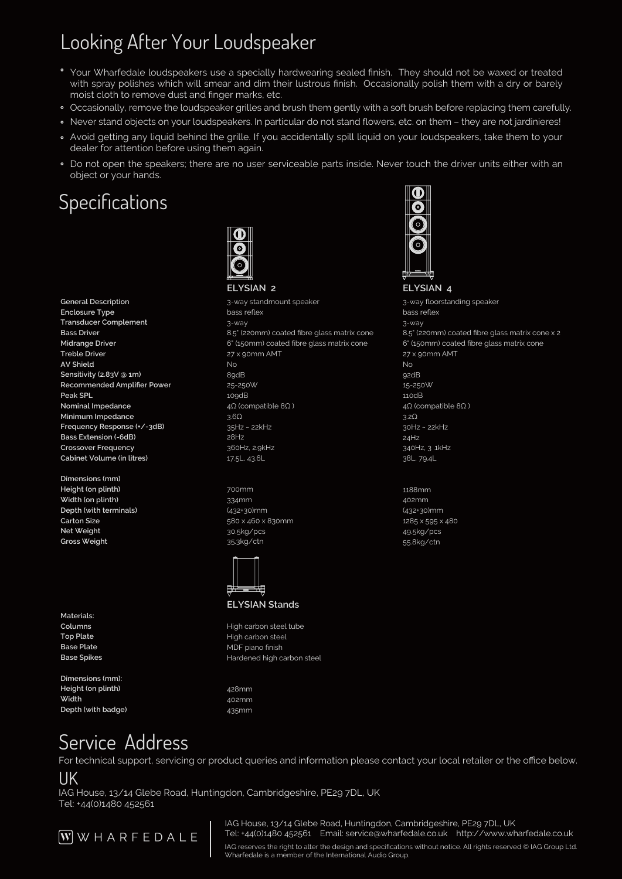# Looking After Your Loudspeaker

- Your Wharfedale loudspeakers use a specially hardwearing sealed finish. They should not be waxed or treated with spray polishes which will smear and dim their lustrous finish. Occasionally polish them with a dry or barely moist cloth to remove dust and finger marks, etc.
- Occasionally, remove the loudspeaker grilles and brush them gently with a soft brush before replacing them carefully.
- Never stand objects on your loudspeakers. In particular do not stand flowers, etc. on them – they are not jardinieres!
- Avoid getting any liquid behind the grille. If you accidentally spill liquid on your loudspeakers, take them to your dealer for attention before using them again.
- Do not open the speakers; there are no user serviceable parts inside. Never touch the driver units either with an object or your hands.

# Specifications

| | ELYSIAN 2 | ELYSIAN 4 |
|---|---|---|
| **General Description** | 3-way standmount speaker | 3-way floorstanding speaker |
| **Enclosure Type** | bass reflex | bass reflex |
| **Transducer Complement** | 3-way | 3-way |
| **Bass Driver** | 8.5" (220mm) coated fibre glass matrix cone | 8.5" (220mm) coated fibre glass matrix cone x 2 |
| **Midrange Driver** | 6" (150mm) coated fibre glass matrix cone | 6" (150mm) coated fibre glass matrix cone |
| **Treble Driver** | 27 x 90mm AMT | 27 x 90mm AMT |
| **AV Shield** | No | No |
| **Sensitivity (2.83V @ 1m)** | 89dB | 92dB |
| **Recommended Amplifier Power** | 25-250W | 15-250W |
| **Peak SPL** | 109dB | 110dB |
| **Nominal Impedance** | 4Ω (compatible 8Ω ) | 4Ω (compatible 8Ω ) |
| **Minimum Impedance** | 3.6Ω | 3.2Ω |
| **Frequency Response (+/-3dB)** | 35Hz ~ 22kHz | 30Hz ~ 22kHz |
| **Bass Extension (-6dB)** | 28Hz | 24Hz |
| **Crossover Frequency** | 360Hz, 2.9kHz | 340Hz, 3 .1kHz |
| **Cabinet Volume (in litres)** | 17.5L, 43.6L | 38L, 79.4L |
| **Dimensions (mm)** | | |
| **Height (on plinth)** | 700mm | 1188mm |
| **Width (on plinth)** | 334mm | 402mm |
| **Depth (with terminals)** | (432+30)mm | (432+30)mm |
| **Carton Size** | 580 x 460 x 830mm | 1285 x 595 x 480 |
| **Net Weight** | 30.5kg/pcs | 49.5kg/pcs |
| **Gross Weight** | 35.3kg/ctn | 55.8kg/ctn |

| | ELYSIAN Stands |
|---|---|
| **Materials:** | |
| **Columns** | High carbon steel tube |
| **Top Plate** | High carbon steel |
| **Base Plate** | MDF piano finish |
| **Base Spikes** | Hardened high carbon steel |
| **Dimensions (mm):** | |
| **Height (on plinth)** | 428mm |
| **Width** | 402mm |
| **Depth (with badge)** | 435mm |

# Service Address

For technical support, servicing or product queries and information please contact your local retailer or the office below.

## UK

IAG House, 13/14 Glebe Road, Huntingdon, Cambridgeshire, PE29 7DL, UK
Tel: +44(0)1480 452561

WHARFEDALE

IAG House, 13/14 Glebe Road, Huntingdon, Cambridgeshire, PE29 7DL, UK
Tel: +44(0)1480 452561 Email: service@wharfedale.co.uk http://www.wharfedale.co.uk

IAG reserves the right to alter the design and specifications without notice. All rights reserved © IAG Group Ltd. Wharfedale is a member of the International Audio Group.